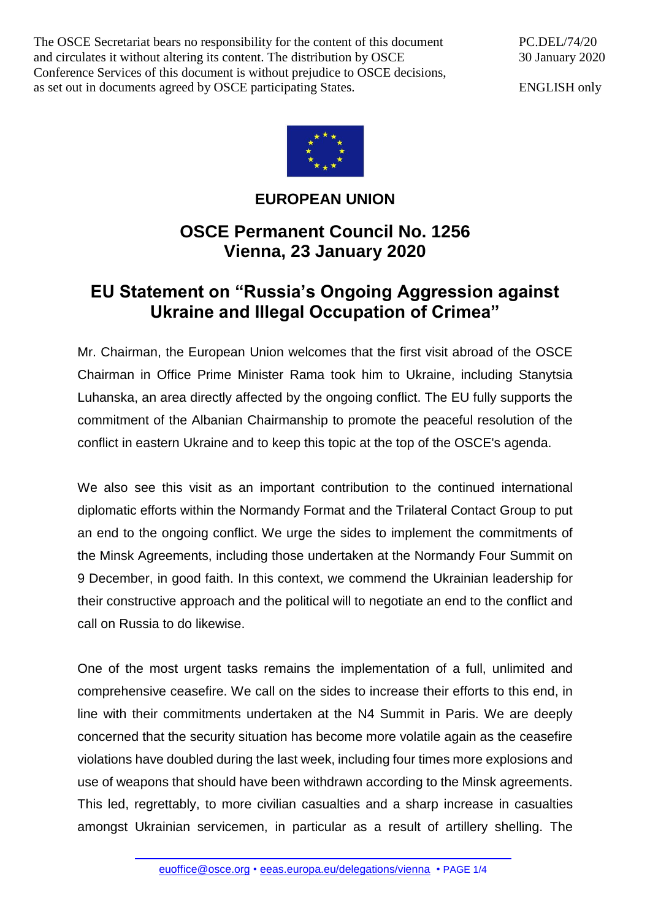The OSCE Secretariat bears no responsibility for the content of this document and circulates it without altering its content. The distribution by OSCE Conference Services of this document is without prejudice to OSCE decisions, as set out in documents agreed by OSCE participating States.

PC.DEL/74/20
30 January 2020

ENGLISH only

**EUROPEAN UNION**

# OSCE Permanent Council No. 1256
# Vienna, 23 January 2020

## EU Statement on "Russia's Ongoing Aggression against Ukraine and Illegal Occupation of Crimea"

Mr. Chairman, the European Union welcomes that the first visit abroad of the OSCE Chairman in Office Prime Minister Rama took him to Ukraine, including Stanytsia Luhanska, an area directly affected by the ongoing conflict. The EU fully supports the commitment of the Albanian Chairmanship to promote the peaceful resolution of the conflict in eastern Ukraine and to keep this topic at the top of the OSCE's agenda.

We also see this visit as an important contribution to the continued international diplomatic efforts within the Normandy Format and the Trilateral Contact Group to put an end to the ongoing conflict. We urge the sides to implement the commitments of the Minsk Agreements, including those undertaken at the Normandy Four Summit on 9 December, in good faith. In this context, we commend the Ukrainian leadership for their constructive approach and the political will to negotiate an end to the conflict and call on Russia to do likewise.

One of the most urgent tasks remains the implementation of a full, unlimited and comprehensive ceasefire. We call on the sides to increase their efforts to this end, in line with their commitments undertaken at the N4 Summit in Paris. We are deeply concerned that the security situation has become more volatile again as the ceasefire violations have doubled during the last week, including four times more explosions and use of weapons that should have been withdrawn according to the Minsk agreements. This led, regrettably, to more civilian casualties and a sharp increase in casualties amongst Ukrainian servicemen, in particular as a result of artillery shelling. The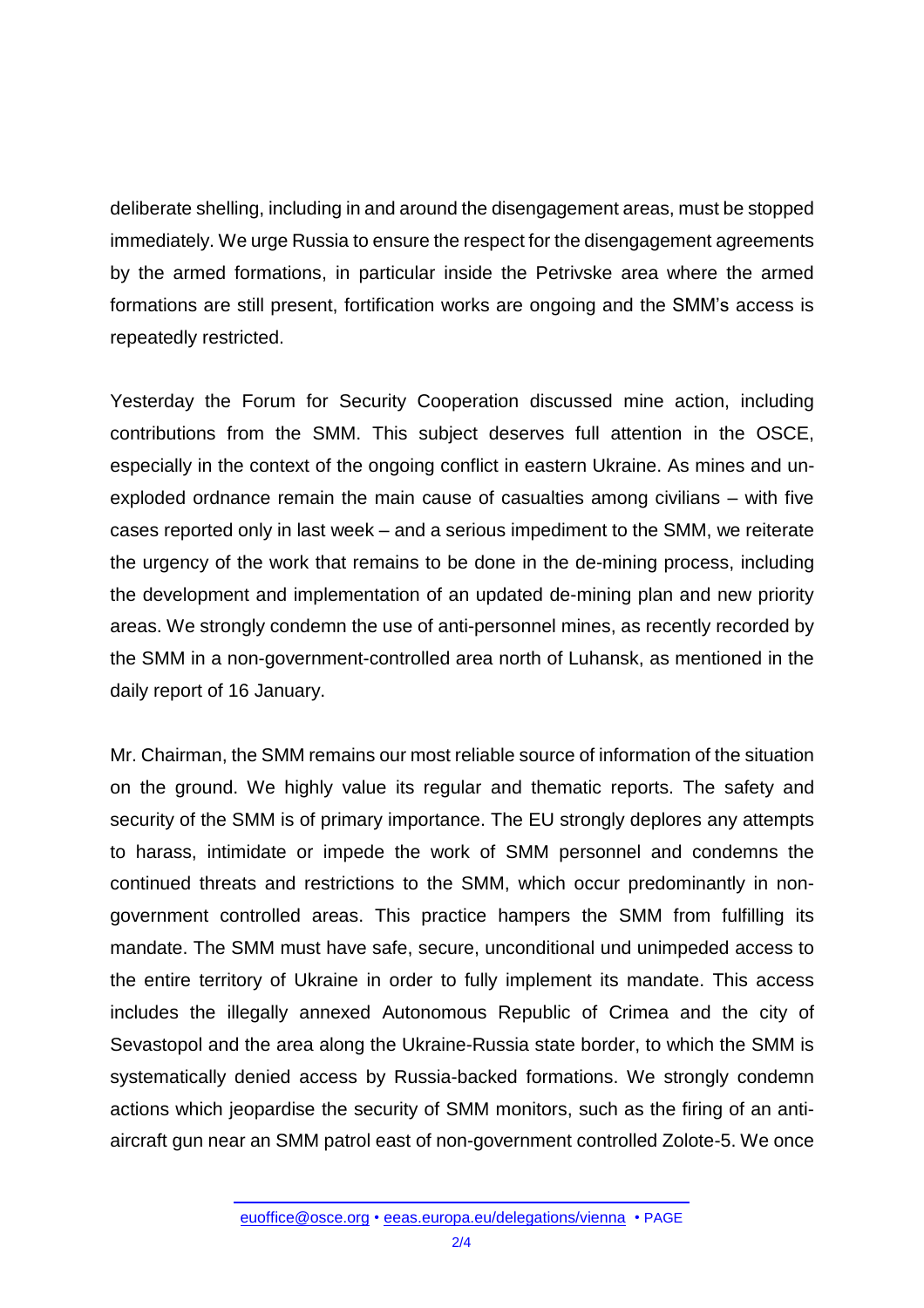deliberate shelling, including in and around the disengagement areas, must be stopped immediately. We urge Russia to ensure the respect for the disengagement agreements by the armed formations, in particular inside the Petrivske area where the armed formations are still present, fortification works are ongoing and the SMM's access is repeatedly restricted.

Yesterday the Forum for Security Cooperation discussed mine action, including contributions from the SMM. This subject deserves full attention in the OSCE, especially in the context of the ongoing conflict in eastern Ukraine. As mines and un-exploded ordnance remain the main cause of casualties among civilians – with five cases reported only in last week – and a serious impediment to the SMM, we reiterate the urgency of the work that remains to be done in the de-mining process, including the development and implementation of an updated de-mining plan and new priority areas. We strongly condemn the use of anti-personnel mines, as recently recorded by the SMM in a non-government-controlled area north of Luhansk, as mentioned in the daily report of 16 January.

Mr. Chairman, the SMM remains our most reliable source of information of the situation on the ground. We highly value its regular and thematic reports. The safety and security of the SMM is of primary importance. The EU strongly deplores any attempts to harass, intimidate or impede the work of SMM personnel and condemns the continued threats and restrictions to the SMM, which occur predominantly in non-government controlled areas. This practice hampers the SMM from fulfilling its mandate. The SMM must have safe, secure, unconditional und unimpeded access to the entire territory of Ukraine in order to fully implement its mandate. This access includes the illegally annexed Autonomous Republic of Crimea and the city of Sevastopol and the area along the Ukraine-Russia state border, to which the SMM is systematically denied access by Russia-backed formations. We strongly condemn actions which jeopardise the security of SMM monitors, such as the firing of an anti-aircraft gun near an SMM patrol east of non-government controlled Zolote-5. We once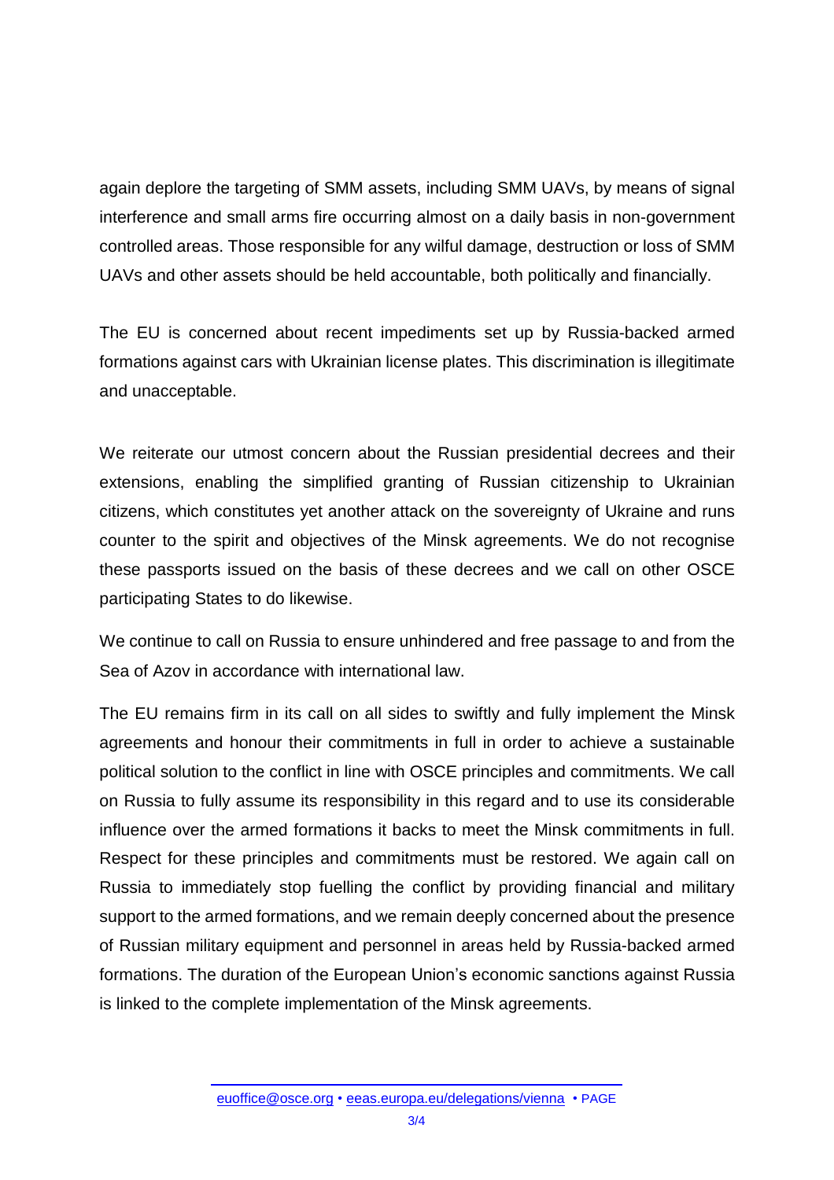again deplore the targeting of SMM assets, including SMM UAVs, by means of signal interference and small arms fire occurring almost on a daily basis in non-government controlled areas. Those responsible for any wilful damage, destruction or loss of SMM UAVs and other assets should be held accountable, both politically and financially.

The EU is concerned about recent impediments set up by Russia-backed armed formations against cars with Ukrainian license plates. This discrimination is illegitimate and unacceptable.

We reiterate our utmost concern about the Russian presidential decrees and their extensions, enabling the simplified granting of Russian citizenship to Ukrainian citizens, which constitutes yet another attack on the sovereignty of Ukraine and runs counter to the spirit and objectives of the Minsk agreements. We do not recognise these passports issued on the basis of these decrees and we call on other OSCE participating States to do likewise.

We continue to call on Russia to ensure unhindered and free passage to and from the Sea of Azov in accordance with international law.

The EU remains firm in its call on all sides to swiftly and fully implement the Minsk agreements and honour their commitments in full in order to achieve a sustainable political solution to the conflict in line with OSCE principles and commitments. We call on Russia to fully assume its responsibility in this regard and to use its considerable influence over the armed formations it backs to meet the Minsk commitments in full. Respect for these principles and commitments must be restored. We again call on Russia to immediately stop fuelling the conflict by providing financial and military support to the armed formations, and we remain deeply concerned about the presence of Russian military equipment and personnel in areas held by Russia-backed armed formations. The duration of the European Union's economic sanctions against Russia is linked to the complete implementation of the Minsk agreements.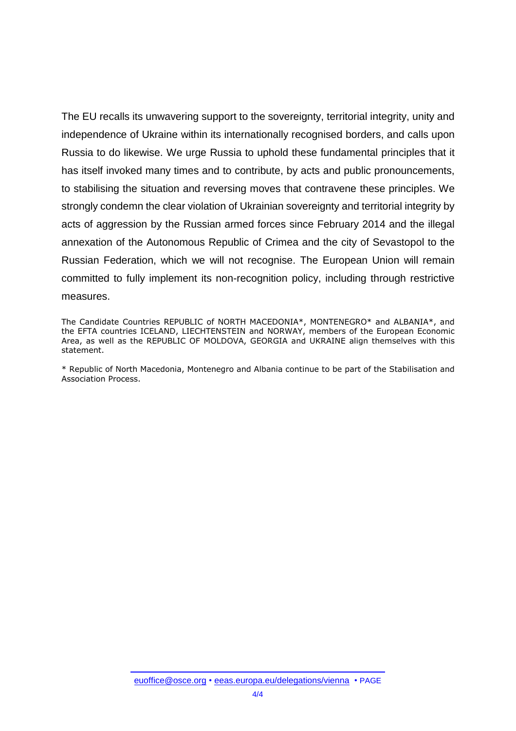The EU recalls its unwavering support to the sovereignty, territorial integrity, unity and independence of Ukraine within its internationally recognised borders, and calls upon Russia to do likewise. We urge Russia to uphold these fundamental principles that it has itself invoked many times and to contribute, by acts and public pronouncements, to stabilising the situation and reversing moves that contravene these principles. We strongly condemn the clear violation of Ukrainian sovereignty and territorial integrity by acts of aggression by the Russian armed forces since February 2014 and the illegal annexation of the Autonomous Republic of Crimea and the city of Sevastopol to the Russian Federation, which we will not recognise. The European Union will remain committed to fully implement its non-recognition policy, including through restrictive measures.

The Candidate Countries REPUBLIC of NORTH MACEDONIA*, MONTENEGRO* and ALBANIA*, and the EFTA countries ICELAND, LIECHTENSTEIN and NORWAY, members of the European Economic Area, as well as the REPUBLIC OF MOLDOVA, GEORGIA and UKRAINE align themselves with this statement.

* Republic of North Macedonia, Montenegro and Albania continue to be part of the Stabilisation and Association Process.